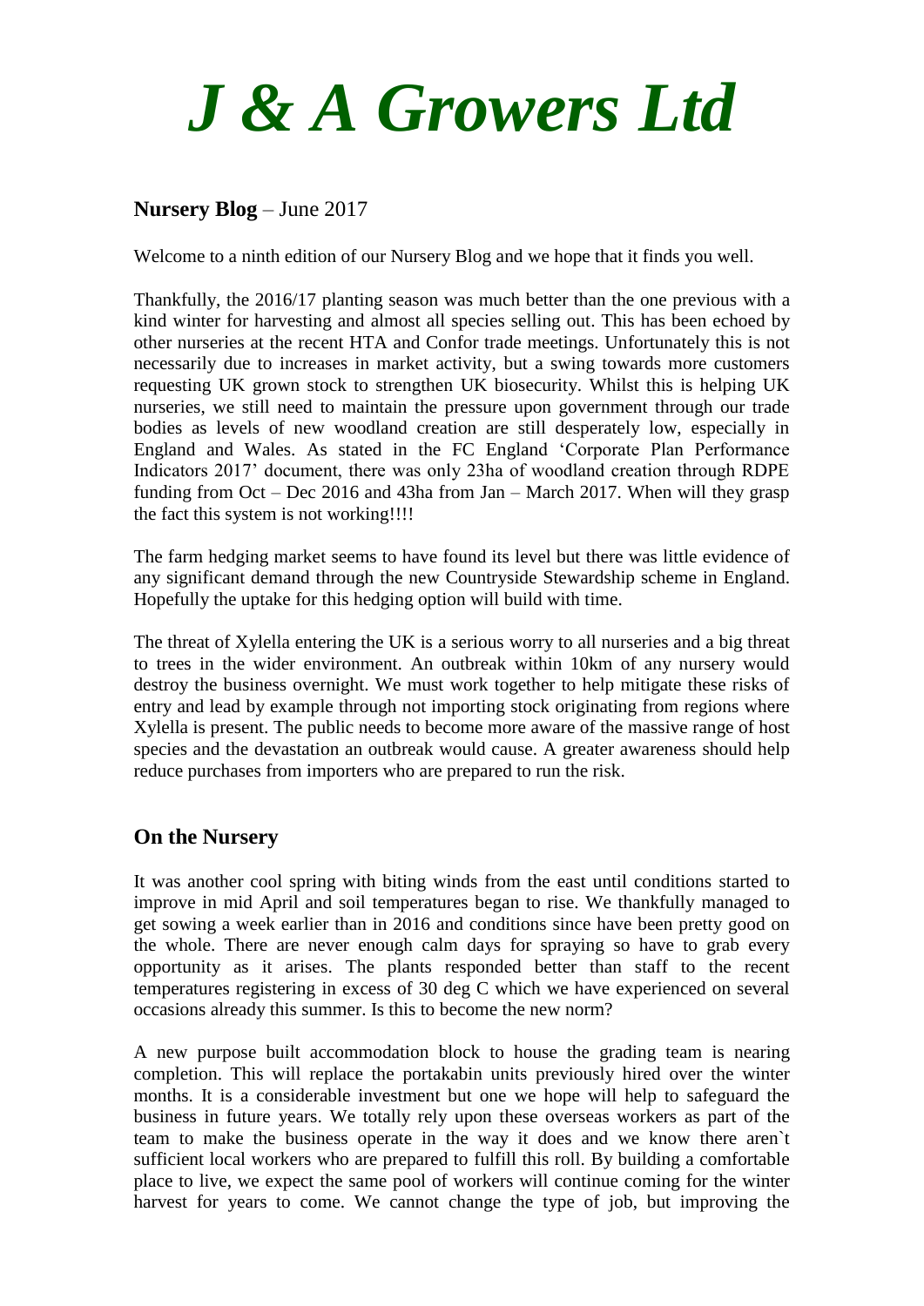# *J & A Growers Ltd*

**Nursery Blog** – June 2017

Welcome to a ninth edition of our Nursery Blog and we hope that it finds you well.

Thankfully, the 2016/17 planting season was much better than the one previous with a kind winter for harvesting and almost all species selling out. This has been echoed by other nurseries at the recent HTA and Confor trade meetings. Unfortunately this is not necessarily due to increases in market activity, but a swing towards more customers requesting UK grown stock to strengthen UK biosecurity. Whilst this is helping UK nurseries, we still need to maintain the pressure upon government through our trade bodies as levels of new woodland creation are still desperately low, especially in England and Wales. As stated in the FC England 'Corporate Plan Performance Indicators 2017' document, there was only 23ha of woodland creation through RDPE funding from Oct – Dec 2016 and 43ha from Jan – March 2017. When will they grasp the fact this system is not working!!!!

The farm hedging market seems to have found its level but there was little evidence of any significant demand through the new Countryside Stewardship scheme in England. Hopefully the uptake for this hedging option will build with time.

The threat of Xylella entering the UK is a serious worry to all nurseries and a big threat to trees in the wider environment. An outbreak within 10km of any nursery would destroy the business overnight. We must work together to help mitigate these risks of entry and lead by example through not importing stock originating from regions where Xylella is present. The public needs to become more aware of the massive range of host species and the devastation an outbreak would cause. A greater awareness should help reduce purchases from importers who are prepared to run the risk.

## On the Nursery

It was another cool spring with biting winds from the east until conditions started to improve in mid April and soil temperatures began to rise. We thankfully managed to get sowing a week earlier than in 2016 and conditions since have been pretty good on the whole. There are never enough calm days for spraying so have to grab every opportunity as it arises. The plants responded better than staff to the recent temperatures registering in excess of 30 deg C which we have experienced on several occasions already this summer. Is this to become the new norm?

A new purpose built accommodation block to house the grading team is nearing completion. This will replace the portakabin units previously hired over the winter months. It is a considerable investment but one we hope will help to safeguard the business in future years. We totally rely upon these overseas workers as part of the team to make the business operate in the way it does and we know there aren`t sufficient local workers who are prepared to fulfill this roll. By building a comfortable place to live, we expect the same pool of workers will continue coming for the winter harvest for years to come. We cannot change the type of job, but improving the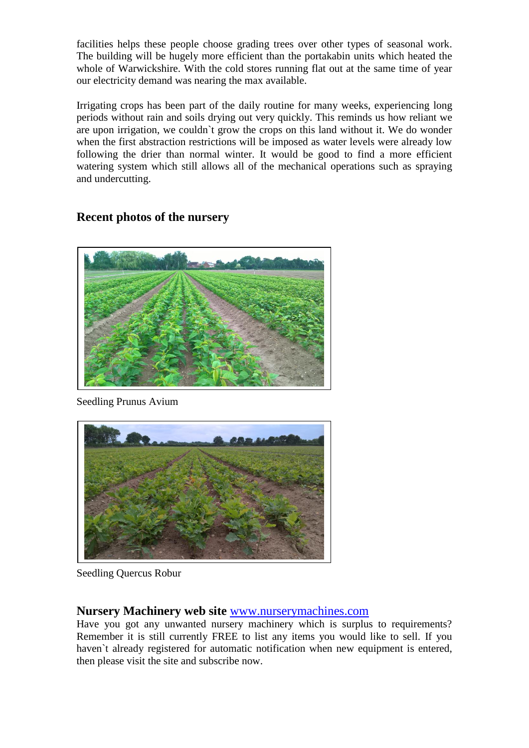facilities helps these people choose grading trees over other types of seasonal work. The building will be hugely more efficient than the portakabin units which heated the whole of Warwickshire. With the cold stores running flat out at the same time of year our electricity demand was nearing the max available.

Irrigating crops has been part of the daily routine for many weeks, experiencing long periods without rain and soils drying out very quickly. This reminds us how reliant we are upon irrigation, we couldn`t grow the crops on this land without it. We do wonder when the first abstraction restrictions will be imposed as water levels were already low following the drier than normal winter. It would be good to find a more efficient watering system which still allows all of the mechanical operations such as spraying and undercutting.

## Recent photos of the nursery

Seedling Prunus Avium

Seedling Quercus Robur

## Nursery Machinery web site [www.nurserymachines.com](www.nurserymachines.com)

Have you got any unwanted nursery machinery which is surplus to requirements? Remember it is still currently FREE to list any items you would like to sell. If you haven`t already registered for automatic notification when new equipment is entered, then please visit the site and subscribe now.